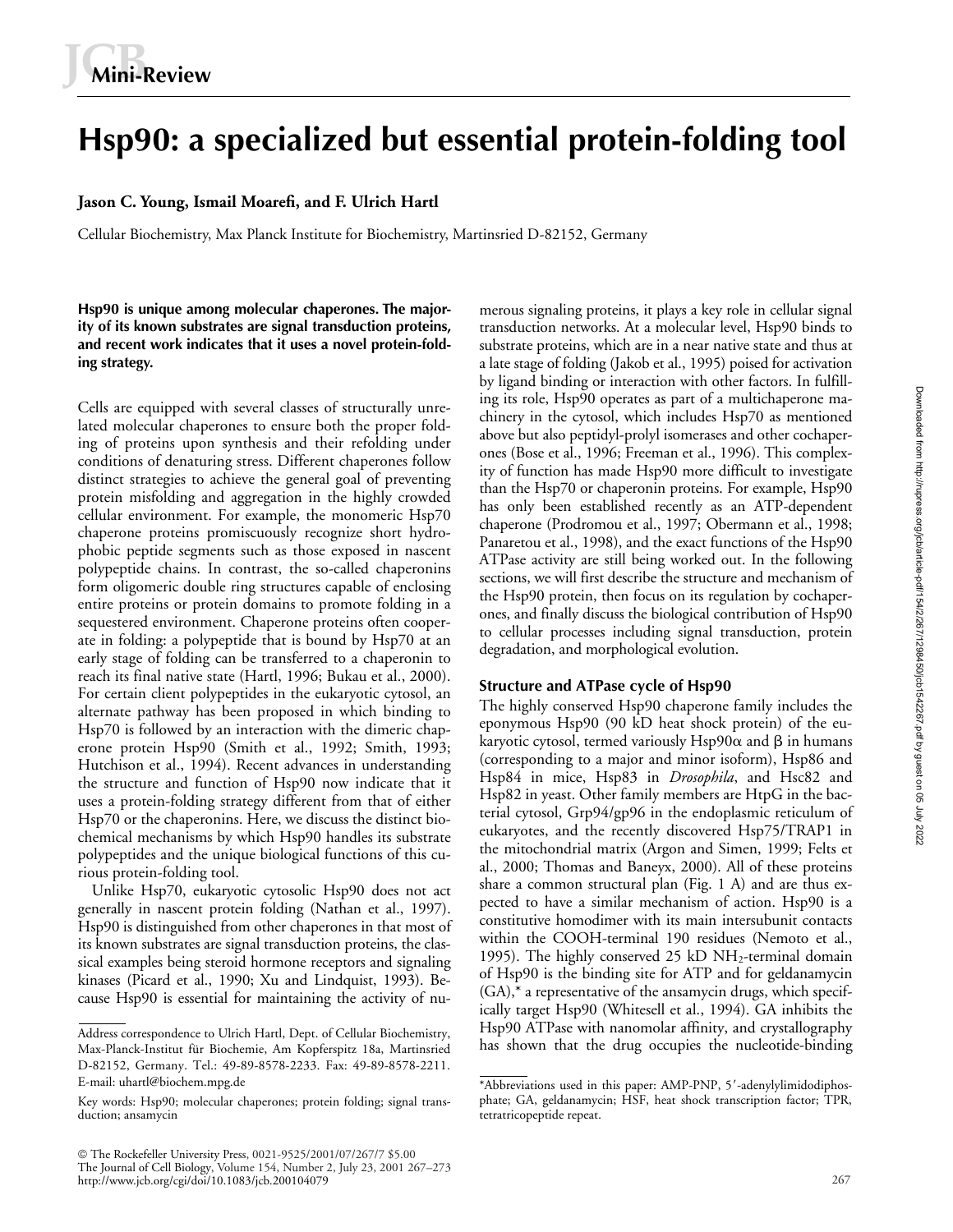Mini-Review

# Hsp90: a specialized but essential protein-folding tool

**Jason C. Young, Ismail Moarefi, and F. Ulrich Hartl**

Cellular Biochemistry, Max Planck Institute for Biochemistry, Martinsried D-82152, Germany

**Hsp90 is unique among molecular chaperones. The majority of its known substrates are signal transduction proteins, and recent work indicates that it uses a novel protein-folding strategy.**

Cells are equipped with several classes of structurally unrelated molecular chaperones to ensure both the proper folding of proteins upon synthesis and their refolding under conditions of denaturing stress. Different chaperones follow distinct strategies to achieve the general goal of preventing protein misfolding and aggregation in the highly crowded cellular environment. For example, the monomeric Hsp70 chaperone proteins promiscuously recognize short hydrophobic peptide segments such as those exposed in nascent polypeptide chains. In contrast, the so-called chaperonins form oligomeric double ring structures capable of enclosing entire proteins or protein domains to promote folding in a sequestered environment. Chaperone proteins often cooperate in folding: a polypeptide that is bound by Hsp70 at an early stage of folding can be transferred to a chaperonin to reach its final native state (Hartl, 1996; Bukau et al., 2000). For certain client polypeptides in the eukaryotic cytosol, an alternate pathway has been proposed in which binding to Hsp70 is followed by an interaction with the dimeric chaperone protein Hsp90 (Smith et al., 1992; Smith, 1993; Hutchison et al., 1994). Recent advances in understanding the structure and function of Hsp90 now indicate that it uses a protein-folding strategy different from that of either Hsp70 or the chaperonins. Here, we discuss the distinct biochemical mechanisms by which Hsp90 handles its substrate polypeptides and the unique biological functions of this curious protein-folding tool.

Unlike Hsp70, eukaryotic cytosolic Hsp90 does not act generally in nascent protein folding (Nathan et al., 1997). Hsp90 is distinguished from other chaperones in that most of its known substrates are signal transduction proteins, the classical examples being steroid hormone receptors and signaling kinases (Picard et al., 1990; Xu and Lindquist, 1993). Because Hsp90 is essential for maintaining the activity of numerous signaling proteins, it plays a key role in cellular signal transduction networks. At a molecular level, Hsp90 binds to substrate proteins, which are in a near native state and thus at a late stage of folding (Jakob et al., 1995) poised for activation by ligand binding or interaction with other factors. In fulfilling its role, Hsp90 operates as part of a multichaperone machinery in the cytosol, which includes Hsp70 as mentioned above but also peptidyl-prolyl isomerases and other cochaperones (Bose et al., 1996; Freeman et al., 1996). This complexity of function has made Hsp90 more difficult to investigate than the Hsp70 or chaperonin proteins. For example, Hsp90 has only been established recently as an ATP-dependent chaperone (Prodromou et al., 1997; Obermann et al., 1998; Panaretou et al., 1998), and the exact functions of the Hsp90 ATPase activity are still being worked out. In the following sections, we will first describe the structure and mechanism of the Hsp90 protein, then focus on its regulation by cochaperones, and finally discuss the biological contribution of Hsp90 to cellular processes including signal transduction, protein degradation, and morphological evolution.

## Structure and ATPase cycle of Hsp90

The highly conserved Hsp90 chaperone family includes the eponymous Hsp90 (90 kD heat shock protein) of the eukaryotic cytosol, termed variously Hsp90α and β in humans (corresponding to a major and minor isoform), Hsp86 and Hsp84 in mice, Hsp83 in *Drosophila*, and Hsc82 and Hsp82 in yeast. Other family members are HtpG in the bacterial cytosol, Grp94/gp96 in the endoplasmic reticulum of eukaryotes, and the recently discovered Hsp75/TRAP1 in the mitochondrial matrix (Argon and Simen, 1999; Felts et al., 2000; Thomas and Baneyx, 2000). All of these proteins share a common structural plan (Fig. 1 A) and are thus expected to have a similar mechanism of action. Hsp90 is a constitutive homodimer with its main intersubunit contacts within the COOH-terminal 190 residues (Nemoto et al., 1995). The highly conserved 25 kD $NH_2$-terminal domain of Hsp90 is the binding site for ATP and for geldanamycin (GA),* a representative of the ansamycin drugs, which specifically target Hsp90 (Whitesell et al., 1994). GA inhibits the Hsp90 ATPase with nanomolar affinity, and crystallography has shown that the drug occupies the nucleotide-binding

Address correspondence to Ulrich Hartl, Dept. of Cellular Biochemistry, Max-Planck-Institut für Biochemie, Am Kopferspitz 18a, Martinsried D-82152, Germany. Tel.: 49-89-8578-2233. Fax: 49-89-8578-2211. E-mail: uhartl@biochem.mpg.de

Key words: Hsp90; molecular chaperones; protein folding; signal transduction; ansamycin

*Abbreviations used in this paper: AMP-PNP, 5′-adenylylimidodiphosphate; GA, geldanamycin; HSF, heat shock transcription factor; TPR, tetratricopeptide repeat.

© The Rockefeller University Press, 0021-9525/2001/07/267/7 $5.00
The Journal of Cell Biology, Volume 154, Number 2, July 23, 2001 267–273
http://www.jcb.org/cgi/doi/10.1083/jcb.200104079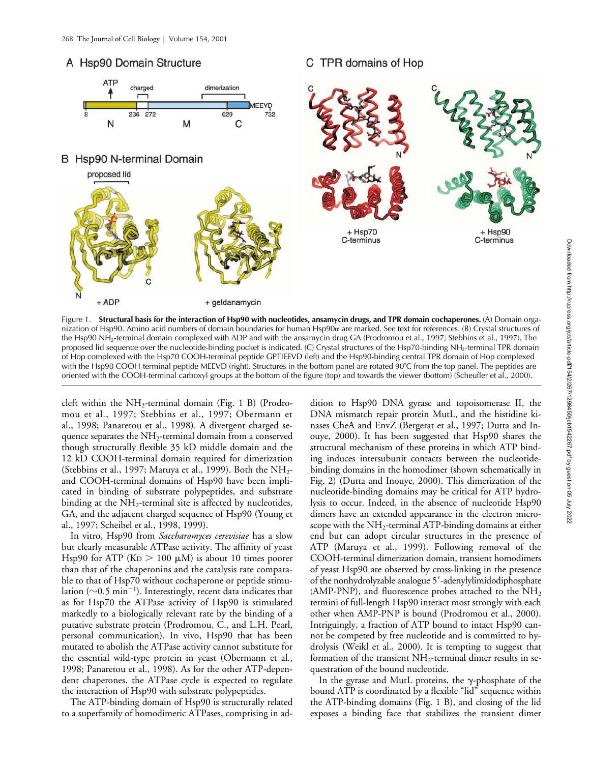Figure 1. **Structural basis for the interaction of Hsp90 with nucleotides, ansamycin drugs, and TPR domain cochaperones.** (A) Domain organization of Hsp90. Amino acid numbers of domain boundaries for human Hsp90α are marked. See text for references. (B) Crystal structures of the Hsp90 $NH_2$-terminal domain complexed with ADP and with the ansamycin drug GA (Prodromou et al., 1997; Stebbins et al., 1997). The proposed lid sequence over the nucleotide-binding pocket is indicated. (C) Crystal structures of the Hsp70-binding $NH_2$-terminal TPR domain of Hop complexed with the Hsp70 COOH-terminal peptide GPTIEEVD (left) and the Hsp90-binding central TPR domain of Hop complexed with the Hsp90 COOH-terminal peptide MEEVD (right). Structures in the bottom panel are rotated 90°C from the top panel. The peptides are oriented with the COOH-terminal carboxyl groups at the bottom of the figure (top) and towards the viewer (bottom) (Scheufler et al., 2000).

cleft within the $NH_2$-terminal domain (Fig. 1 B) (Prodromou et al., 1997; Stebbins et al., 1997; Obermann et al., 1998; Panaretou et al., 1998). A divergent charged sequence separates the $NH_2$-terminal domain from a conserved though structurally flexible 35 kD middle domain and the 12 kD COOH-terminal domain required for dimerization (Stebbins et al., 1997; Maruya et al., 1999). Both the $NH_2$- and COOH-terminal domains of Hsp90 have been implicated in binding of substrate polypeptides, and substrate binding at the $NH_2$-terminal site is affected by nucleotides, GA, and the adjacent charged sequence of Hsp90 (Young et al., 1997; Scheibel et al., 1998, 1999).

In vitro, Hsp90 from *Saccharomyces cerevisiae* has a slow but clearly measurable ATPase activity. The affinity of yeast Hsp90 for ATP ($K_D > 100$ μM) is about 10 times poorer than that of the chaperonins and the catalysis rate comparable to that of Hsp70 without cochaperone or peptide stimulation (~0.5 $min^{-1}$). Interestingly, recent data indicates that as for Hsp70 the ATPase activity of Hsp90 is stimulated markedly to a biologically relevant rate by the binding of a putative substrate protein (Prodromou, C., and L.H. Pearl, personal communication). In vivo, Hsp90 that has been mutated to abolish the ATPase activity cannot substitute for the essential wild-type protein in yeast (Obermann et al., 1998; Panaretou et al., 1998). As for the other ATP-dependent chaperones, the ATPase cycle is expected to regulate the interaction of Hsp90 with substrate polypeptides.

The ATP-binding domain of Hsp90 is structurally related to a superfamily of homodimeric ATPases, comprising in addition to Hsp90 DNA gyrase and topoisomerase II, the DNA mismatch repair protein MutL, and the histidine kinases CheA and EnvZ (Bergerat et al., 1997; Dutta and Inouye, 2000). It has been suggested that Hsp90 shares the structural mechanism of these proteins in which ATP binding induces intersubunit contacts between the nucleotide-binding domains in the homodimer (shown schematically in Fig. 2) (Dutta and Inouye, 2000). This dimerization of the nucleotide-binding domains may be critical for ATP hydrolysis to occur. Indeed, in the absence of nucleotide Hsp90 dimers have an extended appearance in the electron microscope with the $NH_2$-terminal ATP-binding domains at either end but can adopt circular structures in the presence of ATP (Maruya et al., 1999). Following removal of the COOH-terminal dimerization domain, transient homodimers of yeast Hsp90 are observed by cross-linking in the presence of the nonhydrolyzable analogue 5′-adenylylimidodiphosphate (AMP-PNP), and fluorescence probes attached to the $NH_2$ termini of full-length Hsp90 interact most strongly with each other when AMP-PNP is bound (Prodromou et al., 2000). Intriguingly, a fraction of ATP bound to intact Hsp90 cannot be competed by free nucleotide and is committed to hydrolysis (Weikl et al., 2000). It is tempting to suggest that formation of the transient $NH_2$-terminal dimer results in sequestration of the bound nucleotide.

In the gyrase and MutL proteins, the γ-phosphate of the bound ATP is coordinated by a flexible "lid" sequence within the ATP-binding domains (Fig. 1 B), and closing of the lid exposes a binding face that stabilizes the transient dimer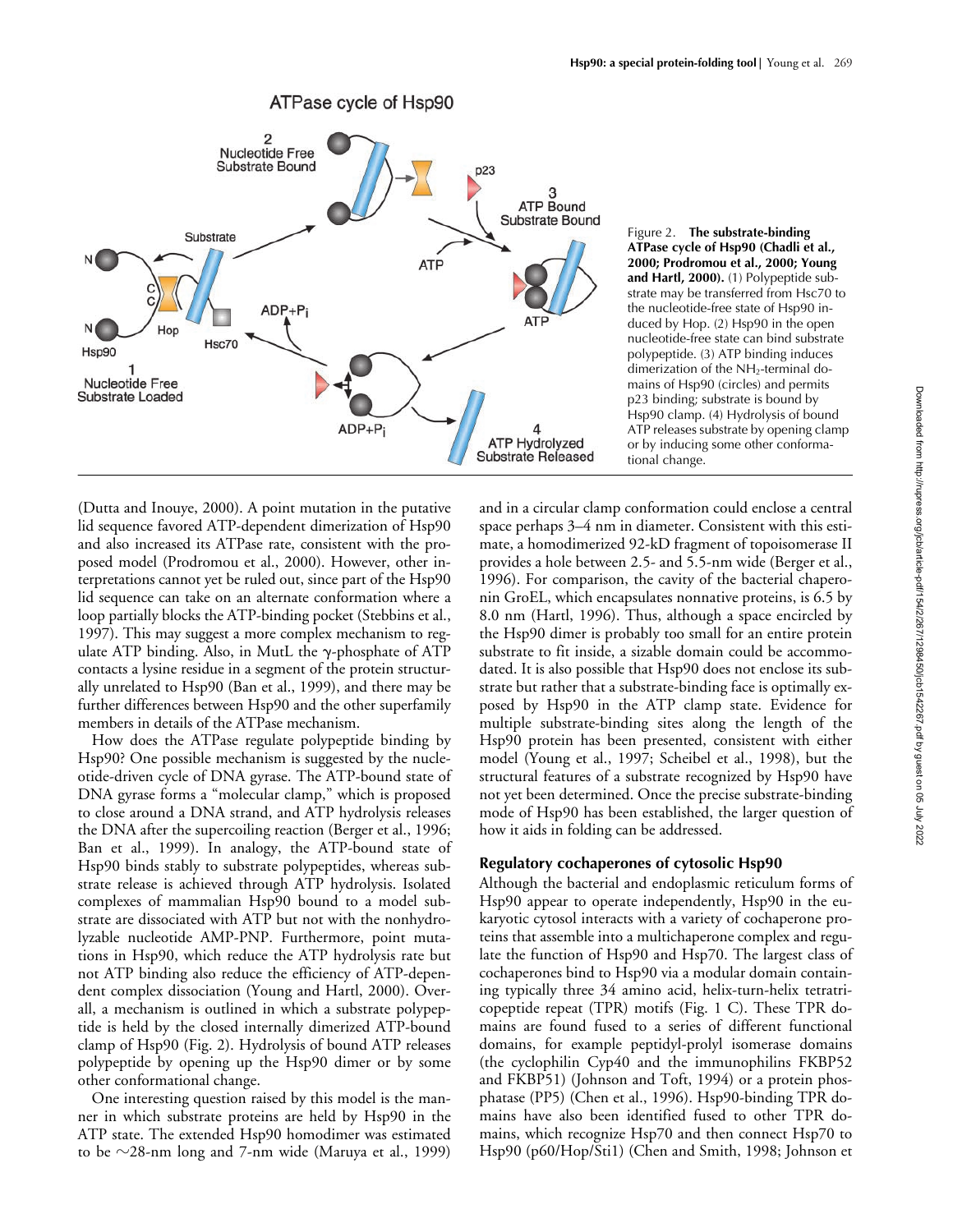Figure 2. **The substrate-binding ATPase cycle of Hsp90 (Chadli et al., 2000; Prodromou et al., 2000; Young and Hartl, 2000).** (1) Polypeptide substrate may be transferred from Hsc70 to the nucleotide-free state of Hsp90 induced by Hop. (2) Hsp90 in the open nucleotide-free state can bind substrate polypeptide. (3) ATP binding induces dimerization of the $NH_2$-terminal domains of Hsp90 (circles) and permits p23 binding; substrate is bound by Hsp90 clamp. (4) Hydrolysis of bound ATP releases substrate by opening clamp or by inducing some other conformational change.

(Dutta and Inouye, 2000). A point mutation in the putative lid sequence favored ATP-dependent dimerization of Hsp90 and also increased its ATPase rate, consistent with the proposed model (Prodromou et al., 2000). However, other interpretations cannot yet be ruled out, since part of the Hsp90 lid sequence can take on an alternate conformation where a loop partially blocks the ATP-binding pocket (Stebbins et al., 1997). This may suggest a more complex mechanism to regulate ATP binding. Also, in MutL the $\gamma$-phosphate of ATP contacts a lysine residue in a segment of the protein structurally unrelated to Hsp90 (Ban et al., 1999), and there may be further differences between Hsp90 and the other superfamily members in details of the ATPase mechanism.

How does the ATPase regulate polypeptide binding by Hsp90? One possible mechanism is suggested by the nucleotide-driven cycle of DNA gyrase. The ATP-bound state of DNA gyrase forms a "molecular clamp," which is proposed to close around a DNA strand, and ATP hydrolysis releases the DNA after the supercoiling reaction (Berger et al., 1996; Ban et al., 1999). In analogy, the ATP-bound state of Hsp90 binds stably to substrate polypeptides, whereas substrate release is achieved through ATP hydrolysis. Isolated complexes of mammalian Hsp90 bound to a model substrate are dissociated with ATP but not with the nonhydrolyzable nucleotide AMP-PNP. Furthermore, point mutations in Hsp90, which reduce the ATP hydrolysis rate but not ATP binding also reduce the efficiency of ATP-dependent complex dissociation (Young and Hartl, 2000). Overall, a mechanism is outlined in which a substrate polypeptide is held by the closed internally dimerized ATP-bound clamp of Hsp90 (Fig. 2). Hydrolysis of bound ATP releases polypeptide by opening up the Hsp90 dimer or by some other conformational change.

One interesting question raised by this model is the manner in which substrate proteins are held by Hsp90 in the ATP state. The extended Hsp90 homodimer was estimated to be ~28-nm long and 7-nm wide (Maruya et al., 1999) and in a circular clamp conformation could enclose a central space perhaps 3–4 nm in diameter. Consistent with this estimate, a homodimerized 92-kD fragment of topoisomerase II provides a hole between 2.5- and 5.5-nm wide (Berger et al., 1996). For comparison, the cavity of the bacterial chaperonin GroEL, which encapsulates nonnative proteins, is 6.5 by 8.0 nm (Hartl, 1996). Thus, although a space encircled by the Hsp90 dimer is probably too small for an entire protein substrate to fit inside, a sizable domain could be accommodated. It is also possible that Hsp90 does not enclose its substrate but rather that a substrate-binding face is optimally exposed by Hsp90 in the ATP clamp state. Evidence for multiple substrate-binding sites along the length of the Hsp90 protein has been presented, consistent with either model (Young et al., 1997; Scheibel et al., 1998), but the structural features of a substrate recognized by Hsp90 have not yet been determined. Once the precise substrate-binding mode of Hsp90 has been established, the larger question of how it aids in folding can be addressed.

## Regulatory cochaperones of cytosolic Hsp90

Although the bacterial and endoplasmic reticulum forms of Hsp90 appear to operate independently, Hsp90 in the eukaryotic cytosol interacts with a variety of cochaperone proteins that assemble into a multichaperone complex and regulate the function of Hsp90 and Hsp70. The largest class of cochaperones bind to Hsp90 via a modular domain containing typically three 34 amino acid, helix-turn-helix tetratricopeptide repeat (TPR) motifs (Fig. 1 C). These TPR domains are found fused to a series of different functional domains, for example peptidyl-prolyl isomerase domains (the cyclophilin Cyp40 and the immunophilins FKBP52 and FKBP51) (Johnson and Toft, 1994) or a protein phosphatase (PP5) (Chen et al., 1996). Hsp90-binding TPR domains have also been identified fused to other TPR domains, which recognize Hsp70 and then connect Hsp70 to Hsp90 (p60/Hop/Sti1) (Chen and Smith, 1998; Johnson et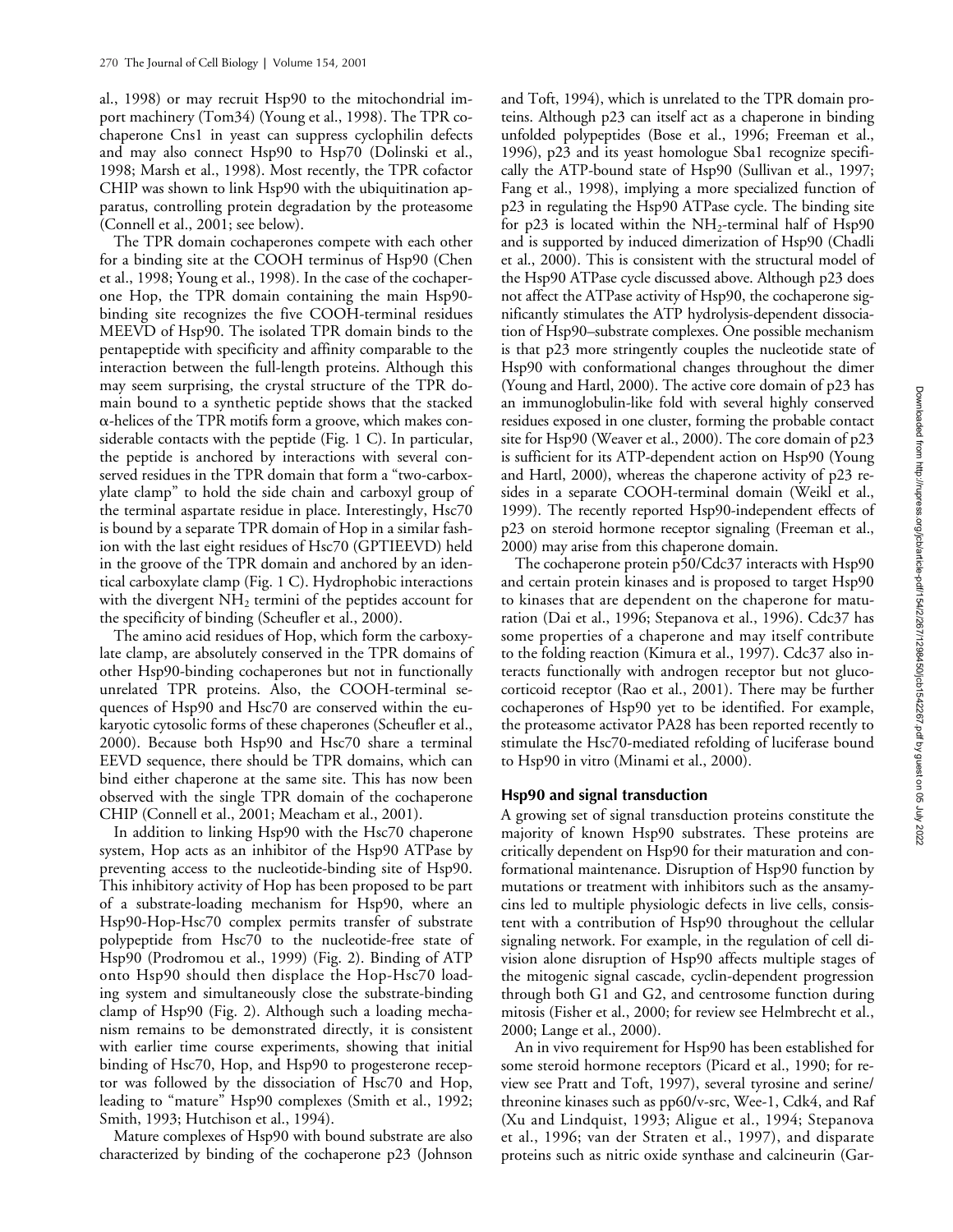al., 1998) or may recruit Hsp90 to the mitochondrial import machinery (Tom34) (Young et al., 1998). The TPR cochaperone Cns1 in yeast can suppress cyclophilin defects and may also connect Hsp90 to Hsp70 (Dolinski et al., 1998; Marsh et al., 1998). Most recently, the TPR cofactor CHIP was shown to link Hsp90 with the ubiquitination apparatus, controlling protein degradation by the proteasome (Connell et al., 2001; see below).

The TPR domain cochaperones compete with each other for a binding site at the COOH terminus of Hsp90 (Chen et al., 1998; Young et al., 1998). In the case of the cochaperone Hop, the TPR domain containing the main Hsp90-binding site recognizes the five COOH-terminal residues MEEVD of Hsp90. The isolated TPR domain binds to the pentapeptide with specificity and affinity comparable to the interaction between the full-length proteins. Although this may seem surprising, the crystal structure of the TPR domain bound to a synthetic peptide shows that the stacked α-helices of the TPR motifs form a groove, which makes considerable contacts with the peptide (Fig. 1 C). In particular, the peptide is anchored by interactions with several conserved residues in the TPR domain that form a "two-carboxylate clamp" to hold the side chain and carboxyl group of the terminal aspartate residue in place. Interestingly, Hsc70 is bound by a separate TPR domain of Hop in a similar fashion with the last eight residues of Hsc70 (GPTIEEVD) held in the groove of the TPR domain and anchored by an identical carboxylate clamp (Fig. 1 C). Hydrophobic interactions with the divergent $NH_2$ termini of the peptides account for the specificity of binding (Scheufler et al., 2000).

The amino acid residues of Hop, which form the carboxylate clamp, are absolutely conserved in the TPR domains of other Hsp90-binding cochaperones but not in functionally unrelated TPR proteins. Also, the COOH-terminal sequences of Hsp90 and Hsc70 are conserved within the eukaryotic cytosolic forms of these chaperones (Scheufler et al., 2000). Because both Hsp90 and Hsc70 share a terminal EEVD sequence, there should be TPR domains, which can bind either chaperone at the same site. This has now been observed with the single TPR domain of the cochaperone CHIP (Connell et al., 2001; Meacham et al., 2001).

In addition to linking Hsp90 with the Hsc70 chaperone system, Hop acts as an inhibitor of the Hsp90 ATPase by preventing access to the nucleotide-binding site of Hsp90. This inhibitory activity of Hop has been proposed to be part of a substrate-loading mechanism for Hsp90, where an Hsp90-Hop-Hsc70 complex permits transfer of substrate polypeptide from Hsc70 to the nucleotide-free state of Hsp90 (Prodromou et al., 1999) (Fig. 2). Binding of ATP onto Hsp90 should then displace the Hop-Hsc70 loading system and simultaneously close the substrate-binding clamp of Hsp90 (Fig. 2). Although such a loading mechanism remains to be demonstrated directly, it is consistent with earlier time course experiments, showing that initial binding of Hsc70, Hop, and Hsp90 to progesterone receptor was followed by the dissociation of Hsc70 and Hop, leading to "mature" Hsp90 complexes (Smith et al., 1992; Smith, 1993; Hutchison et al., 1994).

Mature complexes of Hsp90 with bound substrate are also characterized by binding of the cochaperone p23 (Johnson and Toft, 1994), which is unrelated to the TPR domain proteins. Although p23 can itself act as a chaperone in binding unfolded polypeptides (Bose et al., 1996; Freeman et al., 1996), p23 and its yeast homologue Sba1 recognize specifically the ATP-bound state of Hsp90 (Sullivan et al., 1997; Fang et al., 1998), implying a more specialized function of p23 in regulating the Hsp90 ATPase cycle. The binding site for p23 is located within the $NH_2$-terminal half of Hsp90 and is supported by induced dimerization of Hsp90 (Chadli et al., 2000). This is consistent with the structural model of the Hsp90 ATPase cycle discussed above. Although p23 does not affect the ATPase activity of Hsp90, the cochaperone significantly stimulates the ATP hydrolysis-dependent dissociation of Hsp90–substrate complexes. One possible mechanism is that p23 more stringently couples the nucleotide state of Hsp90 with conformational changes throughout the dimer (Young and Hartl, 2000). The active core domain of p23 has an immunoglobulin-like fold with several highly conserved residues exposed in one cluster, forming the probable contact site for Hsp90 (Weaver et al., 2000). The core domain of p23 is sufficient for its ATP-dependent action on Hsp90 (Young and Hartl, 2000), whereas the chaperone activity of p23 resides in a separate COOH-terminal domain (Weikl et al., 1999). The recently reported Hsp90-independent effects of p23 on steroid hormone receptor signaling (Freeman et al., 2000) may arise from this chaperone domain.

The cochaperone protein p50/Cdc37 interacts with Hsp90 and certain protein kinases and is proposed to target Hsp90 to kinases that are dependent on the chaperone for maturation (Dai et al., 1996; Stepanova et al., 1996). Cdc37 has some properties of a chaperone and may itself contribute to the folding reaction (Kimura et al., 1997). Cdc37 also interacts functionally with androgen receptor but not glucocorticoid receptor (Rao et al., 2001). There may be further cochaperones of Hsp90 yet to be identified. For example, the proteasome activator PA28 has been reported recently to stimulate the Hsc70-mediated refolding of luciferase bound to Hsp90 in vitro (Minami et al., 2000).

## Hsp90 and signal transduction

A growing set of signal transduction proteins constitute the majority of known Hsp90 substrates. These proteins are critically dependent on Hsp90 for their maturation and conformational maintenance. Disruption of Hsp90 function by mutations or treatment with inhibitors such as the ansamycins led to multiple physiologic defects in live cells, consistent with a contribution of Hsp90 throughout the cellular signaling network. For example, in the regulation of cell division alone disruption of Hsp90 affects multiple stages of the mitogenic signal cascade, cyclin-dependent progression through both G1 and G2, and centrosome function during mitosis (Fisher et al., 2000; for review see Helmbrecht et al., 2000; Lange et al., 2000).

An in vivo requirement for Hsp90 has been established for some steroid hormone receptors (Picard et al., 1990; for review see Pratt and Toft, 1997), several tyrosine and serine/threonine kinases such as pp60/v-src, Wee-1, Cdk4, and Raf (Xu and Lindquist, 1993; Aligue et al., 1994; Stepanova et al., 1996; van der Straten et al., 1997), and disparate proteins such as nitric oxide synthase and calcineurin (Gar-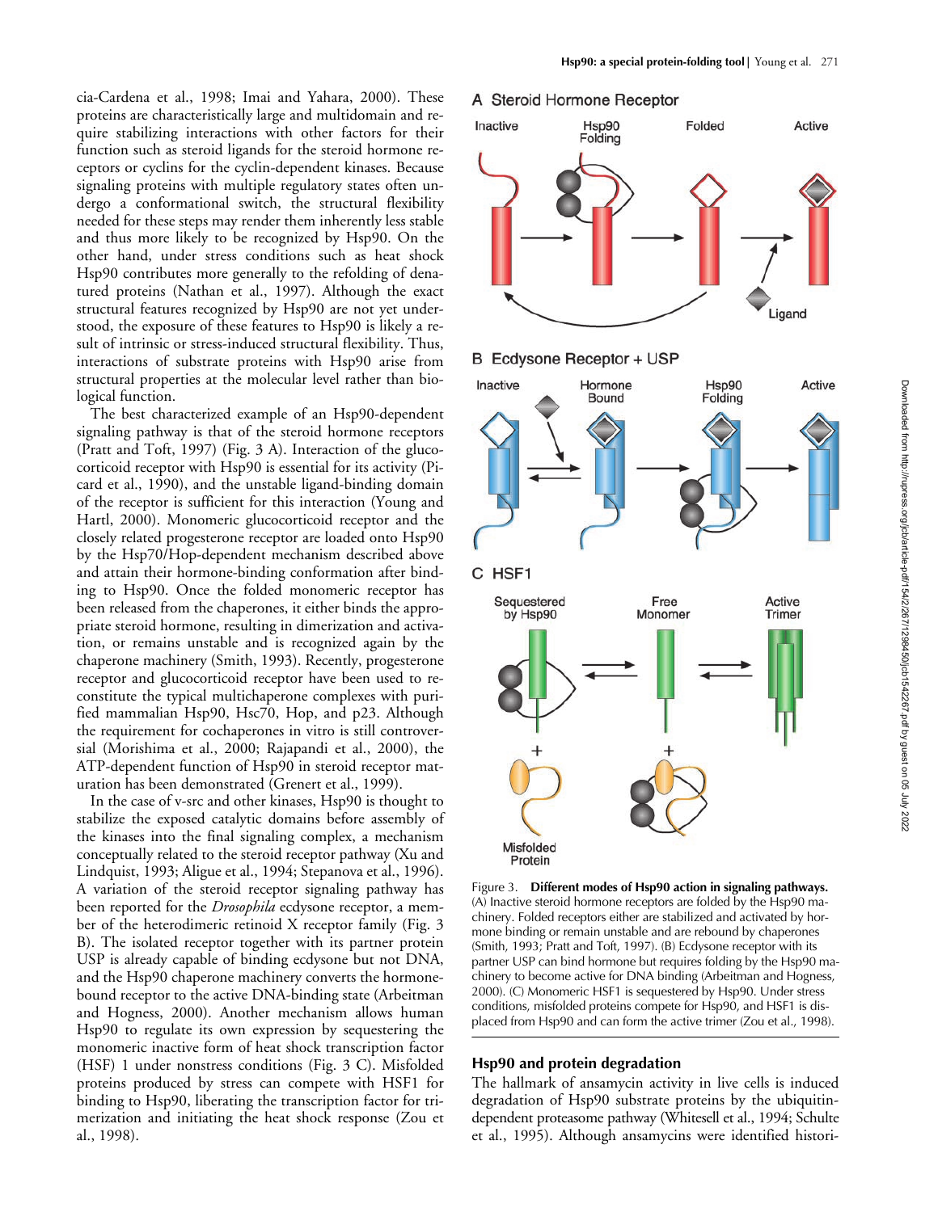cia-Cardena et al., 1998; Imai and Yahara, 2000). These proteins are characteristically large and multidomain and require stabilizing interactions with other factors for their function such as steroid ligands for the steroid hormone receptors or cyclins for the cyclin-dependent kinases. Because signaling proteins with multiple regulatory states often undergo a conformational switch, the structural flexibility needed for these steps may render them inherently less stable and thus more likely to be recognized by Hsp90. On the other hand, under stress conditions such as heat shock Hsp90 contributes more generally to the refolding of denatured proteins (Nathan et al., 1997). Although the exact structural features recognized by Hsp90 are not yet understood, the exposure of these features to Hsp90 is likely a result of intrinsic or stress-induced structural flexibility. Thus, interactions of substrate proteins with Hsp90 arise from structural properties at the molecular level rather than biological function.

The best characterized example of an Hsp90-dependent signaling pathway is that of the steroid hormone receptors (Pratt and Toft, 1997) (Fig. 3 A). Interaction of the glucocorticoid receptor with Hsp90 is essential for its activity (Picard et al., 1990), and the unstable ligand-binding domain of the receptor is sufficient for this interaction (Young and Hartl, 2000). Monomeric glucocorticoid receptor and the closely related progesterone receptor are loaded onto Hsp90 by the Hsp70/Hop-dependent mechanism described above and attain their hormone-binding conformation after binding to Hsp90. Once the folded monomeric receptor has been released from the chaperones, it either binds the appropriate steroid hormone, resulting in dimerization and activation, or remains unstable and is recognized again by the chaperone machinery (Smith, 1993). Recently, progesterone receptor and glucocorticoid receptor have been used to reconstitute the typical multichaperone complexes with purified mammalian Hsp90, Hsc70, Hop, and p23. Although the requirement for cochaperones in vitro is still controversial (Morishima et al., 2000; Rajapandi et al., 2000), the ATP-dependent function of Hsp90 in steroid receptor maturation has been demonstrated (Grenert et al., 1999).

In the case of v-src and other kinases, Hsp90 is thought to stabilize the exposed catalytic domains before assembly of the kinases into the final signaling complex, a mechanism conceptually related to the steroid receptor pathway (Xu and Lindquist, 1993; Aligue et al., 1994; Stepanova et al., 1996). A variation of the steroid receptor signaling pathway has been reported for the *Drosophila* ecdysone receptor, a member of the heterodimeric retinoid X receptor family (Fig. 3 B). The isolated receptor together with its partner protein USP is already capable of binding ecdysone but not DNA, and the Hsp90 chaperone machinery converts the hormone-bound receptor to the active DNA-binding state (Arbeitman and Hogness, 2000). Another mechanism allows human Hsp90 to regulate its own expression by sequestering the monomeric inactive form of heat shock transcription factor (HSF) 1 under nonstress conditions (Fig. 3 C). Misfolded proteins produced by stress can compete with HSF1 for binding to Hsp90, liberating the transcription factor for trimerization and initiating the heat shock response (Zou et al., 1998).

Figure 3. **Different modes of Hsp90 action in signaling pathways.** (A) Inactive steroid hormone receptors are folded by the Hsp90 machinery. Folded receptors either are stabilized and activated by hormone binding or remain unstable and are rebound by chaperones (Smith, 1993; Pratt and Toft, 1997). (B) Ecdysone receptor with its partner USP can bind hormone but requires folding by the Hsp90 machinery to become active for DNA binding (Arbeitman and Hogness, 2000). (C) Monomeric HSF1 is sequestered by Hsp90. Under stress conditions, misfolded proteins compete for Hsp90, and HSF1 is displaced from Hsp90 and can form the active trimer (Zou et al., 1998).

## Hsp90 and protein degradation

The hallmark of ansamycin activity in live cells is induced degradation of Hsp90 substrate proteins by the ubiquitin-dependent proteasome pathway (Whitesell et al., 1994; Schulte et al., 1995). Although ansamycins were identified histori-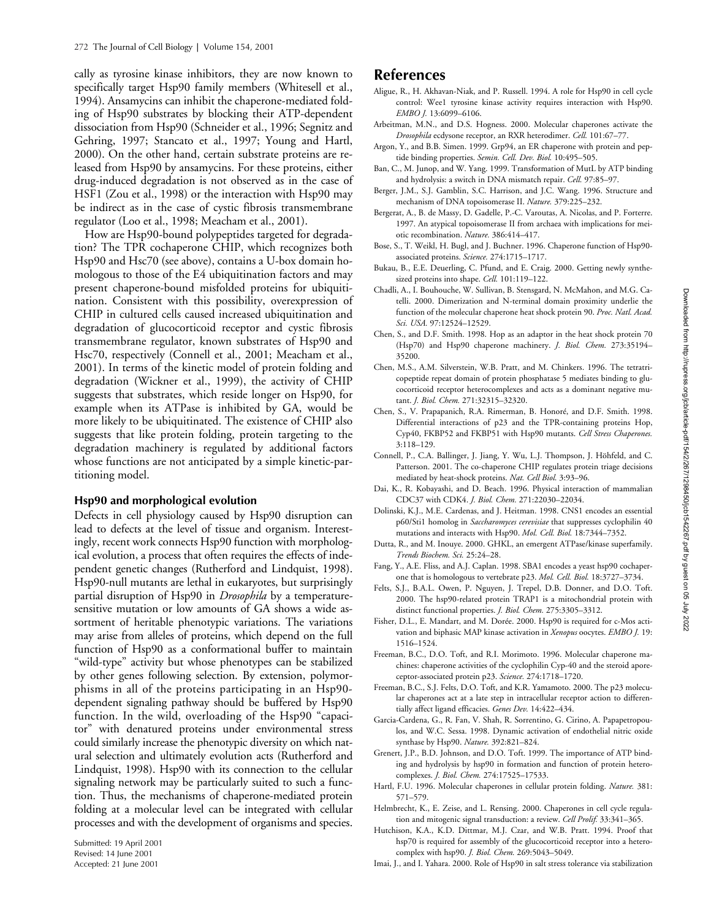cally as tyrosine kinase inhibitors, they are now known to specifically target Hsp90 family members (Whitesell et al., 1994). Ansamycins can inhibit the chaperone-mediated folding of Hsp90 substrates by blocking their ATP-dependent dissociation from Hsp90 (Schneider et al., 1996; Segnitz and Gehring, 1997; Stancato et al., 1997; Young and Hartl, 2000). On the other hand, certain substrate proteins are released from Hsp90 by ansamycins. For these proteins, either drug-induced degradation is not observed as in the case of HSF1 (Zou et al., 1998) or the interaction with Hsp90 may be indirect as in the case of cystic fibrosis transmembrane regulator (Loo et al., 1998; Meacham et al., 2001).

How are Hsp90-bound polypeptides targeted for degradation? The TPR cochaperone CHIP, which recognizes both Hsp90 and Hsc70 (see above), contains a U-box domain homologous to those of the E4 ubiquitination factors and may present chaperone-bound misfolded proteins for ubiquitination. Consistent with this possibility, overexpression of CHIP in cultured cells caused increased ubiquitination and degradation of glucocorticoid receptor and cystic fibrosis transmembrane regulator, known substrates of Hsp90 and Hsc70, respectively (Connell et al., 2001; Meacham et al., 2001). In terms of the kinetic model of protein folding and degradation (Wickner et al., 1999), the activity of CHIP suggests that substrates, which reside longer on Hsp90, for example when its ATPase is inhibited by GA, would be more likely to be ubiquitinated. The existence of CHIP also suggests that like protein folding, protein targeting to the degradation machinery is regulated by additional factors whose functions are not anticipated by a simple kinetic-partitioning model.

### Hsp90 and morphological evolution

Defects in cell physiology caused by Hsp90 disruption can lead to defects at the level of tissue and organism. Interestingly, recent work connects Hsp90 function with morphological evolution, a process that often requires the effects of independent genetic changes (Rutherford and Lindquist, 1998). Hsp90-null mutants are lethal in eukaryotes, but surprisingly partial disruption of Hsp90 in *Drosophila* by a temperature-sensitive mutation or low amounts of GA shows a wide assortment of heritable phenotypic variations. The variations may arise from alleles of proteins, which depend on the full function of Hsp90 as a conformational buffer to maintain "wild-type" activity but whose phenotypes can be stabilized by other genes following selection. By extension, polymorphisms in all of the proteins participating in an Hsp90-dependent signaling pathway should be buffered by Hsp90 function. In the wild, overloading of the Hsp90 "capacitor" with denatured proteins under environmental stress could similarly increase the phenotypic diversity on which natural selection and ultimately evolution acts (Rutherford and Lindquist, 1998). Hsp90 with its connection to the cellular signaling network may be particularly suited to such a function. Thus, the mechanisms of chaperone-mediated protein folding at a molecular level can be integrated with cellular processes and with the development of organisms and species.

Submitted: 19 April 2001
Revised: 14 June 2001
Accepted: 21 June 2001

## References

Aligue, R., H. Akhavan-Niak, and P. Russell. 1994. A role for Hsp90 in cell cycle control: Wee1 tyrosine kinase activity requires interaction with Hsp90. *EMBO J.* 13:6099–6106.

Arbeitman, M.N., and D.S. Hogness. 2000. Molecular chaperones activate the *Drosophila* ecdysone receptor, an RXR heterodimer. *Cell.* 101:67–77.

Argon, Y., and B.B. Simen. 1999. Grp94, an ER chaperone with protein and peptide binding properties. *Semin. Cell. Dev. Biol.* 10:495–505.

Ban, C., M. Junop, and W. Yang. 1999. Transformation of MutL by ATP binding and hydrolysis: a switch in DNA mismatch repair. *Cell.* 97:85–97.

Berger, J.M., S.J. Gamblin, S.C. Harrison, and J.C. Wang. 1996. Structure and mechanism of DNA topoisomerase II. *Nature.* 379:225–232.

Bergerat, A., B. de Massy, D. Gadelle, P.-C. Varoutas, A. Nicolas, and P. Forterre. 1997. An atypical topoisomerase II from archaea with implications for meiotic recombination. *Nature.* 386:414–417.

Bose, S., T. Weikl, H. Bugl, and J. Buchner. 1996. Chaperone function of Hsp90-associated proteins. *Science.* 274:1715–1717.

Bukau, B., E.E. Deuerling, C. Pfund, and E. Craig. 2000. Getting newly synthesized proteins into shape. *Cell.* 101:119–122.

Chadli, A., I. Bouhouche, W. Sullivan, B. Stensgard, N. McMahon, and M.G. Catelli. 2000. Dimerization and N-terminal domain proximity underlie the function of the molecular chaperone heat shock protein 90. *Proc. Natl. Acad. Sci. USA.* 97:12524–12529.

Chen, S., and D.F. Smith. 1998. Hop as an adaptor in the heat shock protein 70 (Hsp70) and Hsp90 chaperone machinery. *J. Biol. Chem.* 273:35194–35200.

Chen, M.S., A.M. Silverstein, W.B. Pratt, and M. Chinkers. 1996. The tetratricopeptide repeat domain of protein phosphatase 5 mediates binding to glucocorticoid receptor heterocomplexes and acts as a dominant negative mutant. *J. Biol. Chem.* 271:32315–32320.

Chen, S., V. Prapapanich, R.A. Rimerman, B. Honoré, and D.F. Smith. 1998. Differential interactions of p23 and the TPR-containing proteins Hop, Cyp40, FKBP52 and FKBP51 with Hsp90 mutants. *Cell Stress Chaperones.* 3:118–129.

Connell, P., C.A. Ballinger, J. Jiang, Y. Wu, L.J. Thompson, J. Höhfeld, and C. Patterson. 2001. The co-chaperone CHIP regulates protein triage decisions mediated by heat-shock proteins. *Nat. Cell Biol.* 3:93–96.

Dai, K., R. Kobayashi, and D. Beach. 1996. Physical interaction of mammalian CDC37 with CDK4. *J. Biol. Chem.* 271:22030–22034.

Dolinski, K.J., M.E. Cardenas, and J. Heitman. 1998. CNS1 encodes an essential p60/Sti1 homolog in *Saccharomyces cerevisiae* that suppresses cyclophilin 40 mutations and interacts with Hsp90. *Mol. Cell. Biol.* 18:7344–7352.

Dutta, R., and M. Inouye. 2000. GHKL, an emergent ATPase/kinase superfamily. *Trends Biochem. Sci.* 25:24–28.

Fang, Y., A.E. Fliss, and A.J. Caplan. 1998. SBA1 encodes a yeast hsp90 cochaperone that is homologous to vertebrate p23. *Mol. Cell. Biol.* 18:3727–3734.

Felts, S.J., B.A.L. Owen, P. Nguyen, J. Trepel, D.B. Donner, and D.O. Toft. 2000. The hsp90-related protein TRAP1 is a mitochondrial protein with distinct functional properties. *J. Biol. Chem.* 275:3305–3312.

Fisher, D.L., E. Mandart, and M. Dorée. 2000. Hsp90 is required for c-Mos activation and biphasic MAP kinase activation in *Xenopus* oocytes. *EMBO J.* 19:1516–1524.

Freeman, B.C., D.O. Toft, and R.I. Morimoto. 1996. Molecular chaperone machines: chaperone activities of the cyclophilin Cyp-40 and the steroid aporeceptor-associated protein p23. *Science.* 274:1718–1720.

Freeman, B.C., S.J. Felts, D.O. Toft, and K.R. Yamamoto. 2000. The p23 molecular chaperones act at a late step in intracellular receptor action to differentially affect ligand efficacies. *Genes Dev.* 14:422–434.

Garcia-Cardena, G., R. Fan, V. Shah, R. Sorrentino, G. Cirino, A. Papapetropoulos, and W.C. Sessa. 1998. Dynamic activation of endothelial nitric oxide synthase by Hsp90. *Nature.* 392:821–824.

Grenert, J.P., B.D. Johnson, and D.O. Toft. 1999. The importance of ATP binding and hydrolysis by hsp90 in formation and function of protein heterocomplexes. *J. Biol. Chem.* 274:17525–17533.

Hartl, F.U. 1996. Molecular chaperones in cellular protein folding. *Nature.* 381:571–579.

Helmbrecht, K., E. Zeise, and L. Rensing. 2000. Chaperones in cell cycle regulation and mitogenic signal transduction: a review. *Cell Prolif.* 33:341–365.

Hutchison, K.A., K.D. Dittmar, M.J. Czar, and W.B. Pratt. 1994. Proof that hsp70 is required for assembly of the glucocorticoid receptor into a heterocomplex with hsp90. *J. Biol. Chem.* 269:5043–5049.

Imai, J., and I. Yahara. 2000. Role of Hsp90 in salt stress tolerance via stabilization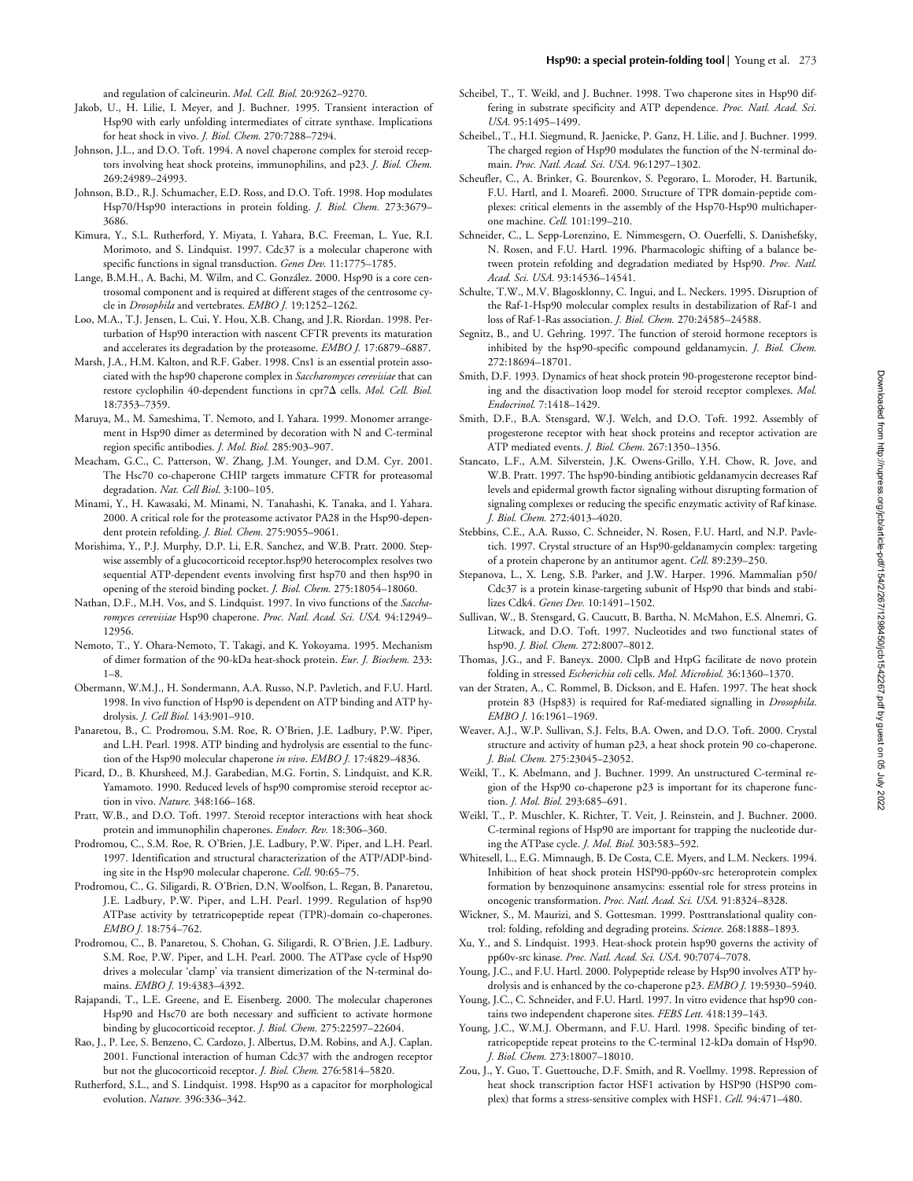and regulation of calcineurin. *Mol. Cell. Biol.* 20:9262–9270.

Jakob, U., H. Lilie, I. Meyer, and J. Buchner. 1995. Transient interaction of Hsp90 with early unfolding intermediates of citrate synthase. Implications for heat shock in vivo. *J. Biol. Chem.* 270:7288–7294.

Johnson, J.L., and D.O. Toft. 1994. A novel chaperone complex for steroid receptors involving heat shock proteins, immunophilins, and p23. *J. Biol. Chem.* 269:24989–24993.

Johnson, B.D., R.J. Schumacher, E.D. Ross, and D.O. Toft. 1998. Hop modulates Hsp70/Hsp90 interactions in protein folding. *J. Biol. Chem.* 273:3679–3686.

Kimura, Y., S.L. Rutherford, Y. Miyata, I. Yahara, B.C. Freeman, L. Yue, R.I. Morimoto, and S. Lindquist. 1997. Cdc37 is a molecular chaperone with specific functions in signal transduction. *Genes Dev.* 11:1775–1785.

Lange, B.M.H., A. Bachi, M. Wilm, and C. González. 2000. Hsp90 is a core centrosomal component and is required at different stages of the centrosome cycle in *Drosophila* and vertebrates. *EMBO J.* 19:1252–1262.

Loo, M.A., T.J. Jensen, L. Cui, Y. Hou, X.B. Chang, and J.R. Riordan. 1998. Perturbation of Hsp90 interaction with nascent CFTR prevents its maturation and accelerates its degradation by the proteasome. *EMBO J.* 17:6879–6887.

Marsh, J.A., H.M. Kalton, and R.F. Gaber. 1998. Cns1 is an essential protein associated with the hsp90 chaperone complex in *Saccharomyces cerevisiae* that can restore cyclophilin 40-dependent functions in cpr7Δ cells. *Mol. Cell. Biol.* 18:7353–7359.

Maruya, M., M. Sameshima, T. Nemoto, and I. Yahara. 1999. Monomer arrangement in Hsp90 dimer as determined by decoration with N and C-terminal region specific antibodies. *J. Mol. Biol.* 285:903–907.

Meacham, G.C., C. Patterson, W. Zhang, J.M. Younger, and D.M. Cyr. 2001. The Hsc70 co-chaperone CHIP targets immature CFTR for proteasomal degradation. *Nat. Cell Biol.* 3:100–105.

Minami, Y., H. Kawasaki, M. Minami, N. Tanahashi, K. Tanaka, and I. Yahara. 2000. A critical role for the proteasome activator PA28 in the Hsp90-dependent protein refolding. *J. Biol. Chem.* 275:9055–9061.

Morishima, Y., P.J. Murphy, D.P. Li, E.R. Sanchez, and W.B. Pratt. 2000. Stepwise assembly of a glucocorticoid receptor.hsp90 heterocomplex resolves two sequential ATP-dependent events involving first hsp70 and then hsp90 in opening of the steroid binding pocket. *J. Biol. Chem.* 275:18054–18060.

Nathan, D.F., M.H. Vos, and S. Lindquist. 1997. In vivo functions of the *Saccharomyces cerevisiae* Hsp90 chaperone. *Proc. Natl. Acad. Sci. USA.* 94:12949–12956.

Nemoto, T., Y. Ohara-Nemoto, T. Takagi, and K. Yokoyama. 1995. Mechanism of dimer formation of the 90-kDa heat-shock protein. *Eur. J. Biochem.* 233:1–8.

Obermann, W.M.J., H. Sondermann, A.A. Russo, N.P. Pavletich, and F.U. Hartl. 1998. In vivo function of Hsp90 is dependent on ATP binding and ATP hydrolysis. *J. Cell Biol.* 143:901–910.

Panaretou, B., C. Prodromou, S.M. Roe, R. O'Brien, J.E. Ladbury, P.W. Piper, and L.H. Pearl. 1998. ATP binding and hydrolysis are essential to the function of the Hsp90 molecular chaperone *in vivo*. *EMBO J.* 17:4829–4836.

Picard, D., B. Khursheed, M.J. Garabedian, M.G. Fortin, S. Lindquist, and K.R. Yamamoto. 1990. Reduced levels of hsp90 compromise steroid receptor action in vivo. *Nature.* 348:166–168.

Pratt, W.B., and D.O. Toft. 1997. Steroid receptor interactions with heat shock protein and immunophilin chaperones. *Endocr. Rev.* 18:306–360.

Prodromou, C., S.M. Roe, R. O'Brien, J.E. Ladbury, P.W. Piper, and L.H. Pearl. 1997. Identification and structural characterization of the ATP/ADP-binding site in the Hsp90 molecular chaperone. *Cell.* 90:65–75.

Prodromou, C., G. Siligardi, R. O'Brien, D.N. Woolfson, L. Regan, B. Panaretou, J.E. Ladbury, P.W. Piper, and L.H. Pearl. 1999. Regulation of hsp90 ATPase activity by tetratricopeptide repeat (TPR)-domain co-chaperones. *EMBO J.* 18:754–762.

Prodromou, C., B. Panaretou, S. Chohan, G. Siligardi, R. O'Brien, J.E. Ladbury. S.M. Roe, P.W. Piper, and L.H. Pearl. 2000. The ATPase cycle of Hsp90 drives a molecular 'clamp' via transient dimerization of the N-terminal domains. *EMBO J.* 19:4383–4392.

Rajapandi, T., L.E. Greene, and E. Eisenberg. 2000. The molecular chaperones Hsp90 and Hsc70 are both necessary and sufficient to activate hormone binding by glucocorticoid receptor. *J. Biol. Chem.* 275:22597–22604.

Rao, J., P. Lee, S. Benzeno, C. Cardozo, J. Albertus, D.M. Robins, and A.J. Caplan. 2001. Functional interaction of human Cdc37 with the androgen receptor but not the glucocorticoid receptor. *J. Biol. Chem.* 276:5814–5820.

Rutherford, S.L., and S. Lindquist. 1998. Hsp90 as a capacitor for morphological evolution. *Nature.* 396:336–342.

Scheibel, T., T. Weikl, and J. Buchner. 1998. Two chaperone sites in Hsp90 differing in substrate specificity and ATP dependence. *Proc. Natl. Acad. Sci. USA.* 95:1495–1499.

Scheibel., T., H.I. Siegmund, R. Jaenicke, P. Ganz, H. Lilie, and J. Buchner. 1999. The charged region of Hsp90 modulates the function of the N-terminal domain. *Proc. Natl. Acad. Sci. USA.* 96:1297–1302.

Scheufler, C., A. Brinker, G. Bourenkov, S. Pegoraro, L. Moroder, H. Bartunik, F.U. Hartl, and I. Moarefi. 2000. Structure of TPR domain-peptide complexes: critical elements in the assembly of the Hsp70-Hsp90 multichaperone machine. *Cell.* 101:199–210.

Schneider, C., L. Sepp-Lorenzino, E. Nimmesgern, O. Ouerfelli, S. Danishefsky, N. Rosen, and F.U. Hartl. 1996. Pharmacologic shifting of a balance between protein refolding and degradation mediated by Hsp90. *Proc. Natl. Acad. Sci. USA.* 93:14536–14541.

Schulte, T.W., M.V. Blagosklonny, C. Ingui, and L. Neckers. 1995. Disruption of the Raf-1-Hsp90 molecular complex results in destabilization of Raf-1 and loss of Raf-1-Ras association. *J. Biol. Chem.* 270:24585–24588.

Segnitz, B., and U. Gehring. 1997. The function of steroid hormone receptors is inhibited by the hsp90-specific compound geldanamycin. *J. Biol. Chem.* 272:18694–18701.

Smith, D.F. 1993. Dynamics of heat shock protein 90-progesterone receptor binding and the disactivation loop model for steroid receptor complexes. *Mol. Endocrinol.* 7:1418–1429.

Smith, D.F., B.A. Stensgard, W.J. Welch, and D.O. Toft. 1992. Assembly of progesterone receptor with heat shock proteins and receptor activation are ATP mediated events. *J. Biol. Chem.* 267:1350–1356.

Stancato, L.F., A.M. Silverstein, J.K. Owens-Grillo, Y.H. Chow, R. Jove, and W.B. Pratt. 1997. The hsp90-binding antibiotic geldanamycin decreases Raf levels and epidermal growth factor signaling without disrupting formation of signaling complexes or reducing the specific enzymatic activity of Raf kinase. *J. Biol. Chem.* 272:4013–4020.

Stebbins, C.E., A.A. Russo, C. Schneider, N. Rosen, F.U. Hartl, and N.P. Pavletich. 1997. Crystal structure of an Hsp90-geldanamycin complex: targeting of a protein chaperone by an antitumor agent. *Cell.* 89:239–250.

Stepanova, L., X. Leng, S.B. Parker, and J.W. Harper. 1996. Mammalian p50/Cdc37 is a protein kinase-targeting subunit of Hsp90 that binds and stabilizes Cdk4. *Genes Dev.* 10:1491–1502.

Sullivan, W., B. Stensgard, G. Caucutt, B. Bartha, N. McMahon, E.S. Alnemri, G. Litwack, and D.O. Toft. 1997. Nucleotides and two functional states of hsp90. *J. Biol. Chem.* 272:8007–8012.

Thomas, J.G., and F. Baneyx. 2000. ClpB and HtpG facilitate de novo protein folding in stressed *Escherichia coli* cells. *Mol. Microbiol.* 36:1360–1370.

van der Straten, A., C. Rommel, B. Dickson, and E. Hafen. 1997. The heat shock protein 83 (Hsp83) is required for Raf-mediated signalling in *Drosophila*. *EMBO J.* 16:1961–1969.

Weaver, A.J., W.P. Sullivan, S.J. Felts, B.A. Owen, and D.O. Toft. 2000. Crystal structure and activity of human p23, a heat shock protein 90 co-chaperone. *J. Biol. Chem.* 275:23045–23052.

Weikl, T., K. Abelmann, and J. Buchner. 1999. An unstructured C-terminal region of the Hsp90 co-chaperone p23 is important for its chaperone function. *J. Mol. Biol.* 293:685–691.

Weikl, T., P. Muschler, K. Richter, T. Veit, J. Reinstein, and J. Buchner. 2000. C-terminal regions of Hsp90 are important for trapping the nucleotide during the ATPase cycle. *J. Mol. Biol.* 303:583–592.

Whitesell, L., E.G. Mimnaugh, B. De Costa, C.E. Myers, and L.M. Neckers. 1994. Inhibition of heat shock protein HSP90-pp60v-src heteroprotein complex formation by benzoquinone ansamycins: essential role for stress proteins in oncogenic transformation. *Proc. Natl. Acad. Sci. USA.* 91:8324–8328.

Wickner, S., M. Maurizi, and S. Gottesman. 1999. Posttranslational quality control: folding, refolding and degrading proteins. *Science.* 268:1888–1893.

Xu, Y., and S. Lindquist. 1993. Heat-shock protein hsp90 governs the activity of pp60v-src kinase. *Proc. Natl. Acad. Sci. USA.* 90:7074–7078.

Young, J.C., and F.U. Hartl. 2000. Polypeptide release by Hsp90 involves ATP hydrolysis and is enhanced by the co-chaperone p23. *EMBO J.* 19:5930–5940.

Young, J.C., C. Schneider, and F.U. Hartl. 1997. In vitro evidence that hsp90 contains two independent chaperone sites. *FEBS Lett.* 418:139–143.

Young, J.C., W.M.J. Obermann, and F.U. Hartl. 1998. Specific binding of tetratricopeptide repeat proteins to the C-terminal 12-kDa domain of Hsp90. *J. Biol. Chem.* 273:18007–18010.

Zou, J., Y. Guo, T. Guettouche, D.F. Smith, and R. Voellmy. 1998. Repression of heat shock transcription factor HSF1 activation by HSP90 (HSP90 complex) that forms a stress-sensitive complex with HSF1. *Cell.* 94:471–480.